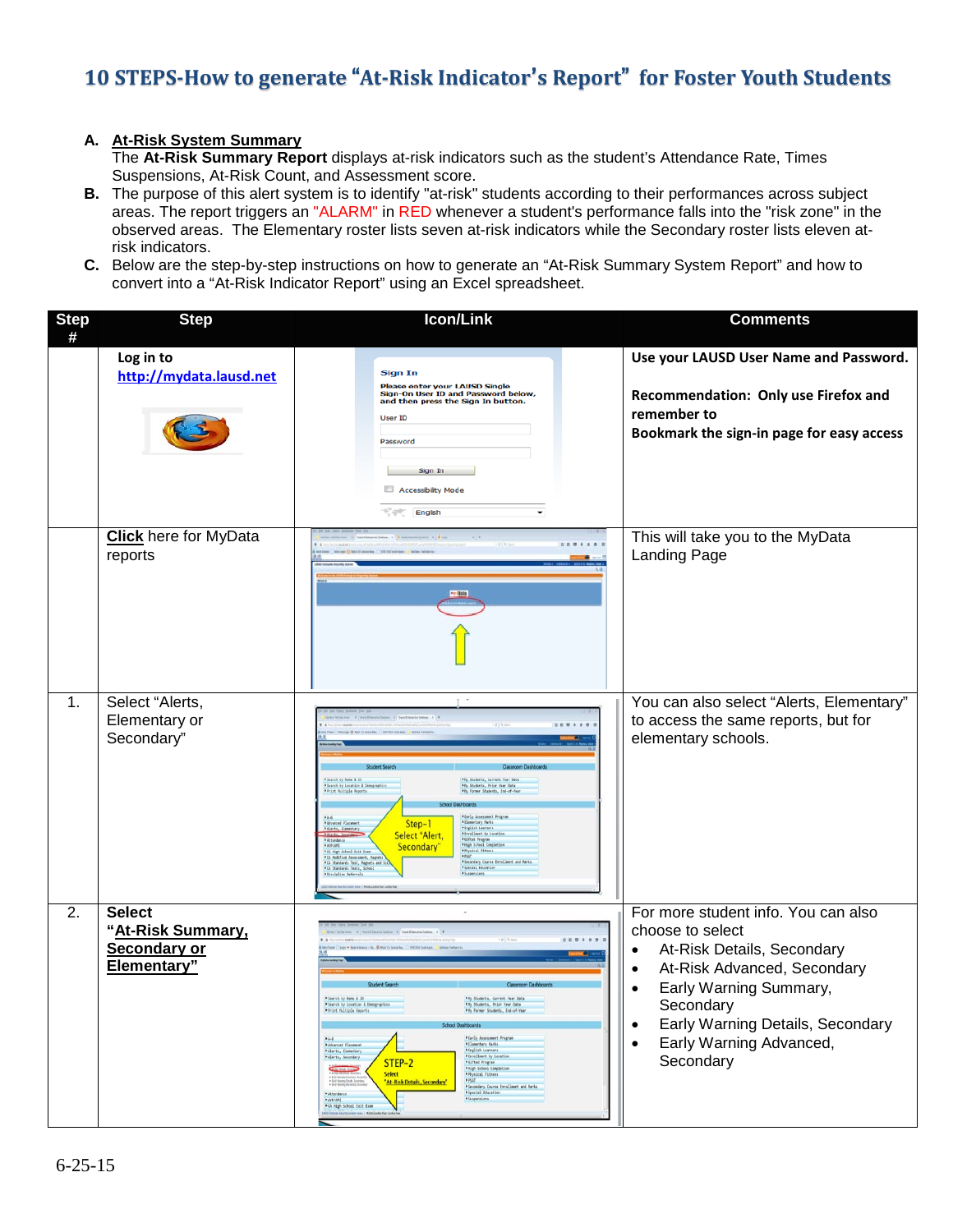# 10 STEPS-How to generate "At-Risk Indicator's Report" for Foster Youth Students

**A.** **At-Risk System Summary**
The **At-Risk Summary Report** displays at-risk indicators such as the student's Attendance Rate, Times Suspensions, At-Risk Count, and Assessment score.

**B.** The purpose of this alert system is to identify "at-risk" students according to their performances across subject areas. The report triggers an "ALARM" in RED whenever a student's performance falls into the "risk zone" in the observed areas. The Elementary roster lists seven at-risk indicators while the Secondary roster lists eleven at-risk indicators.

**C.** Below are the step-by-step instructions on how to generate an "At-Risk Summary System Report" and how to convert into a "At-Risk Indicator Report" using an Excel spreadsheet.

| Step # | Step | Icon/Link | Comments |
|---|---|---|---|
| | **Log in to** **http://mydata.lausd.net** | Sign In<br>Please enter your LAUSD Single Sign-On User ID and Password below, and then press the Sign In button.<br>User ID<br>Password<br>Sign In<br>Accessibility Mode<br>English | **Use your LAUSD User Name and Password.**<br><br>**Recommendation: Only use Firefox and remember to Bookmark the sign-in page for easy access** |
| | **Click** here for MyData reports | | This will take you to the MyData Landing Page |
| 1. | Select "Alerts, Elementary or Secondary" | Step-1 Select "Alert, Secondary" | You can also select "Alerts, Elementary" to access the same reports, but for elementary schools. |
| 2. | **Select "At-Risk Summary, Secondary or Elementary"** | STEP-2 Select "At-Risk Details, Secondary" | For more student info. You can also choose to select<br>• At-Risk Details, Secondary<br>• At-Risk Advanced, Secondary<br>• Early Warning Summary, Secondary<br>• Early Warning Details, Secondary<br>• Early Warning Advanced, Secondary |

6-25-15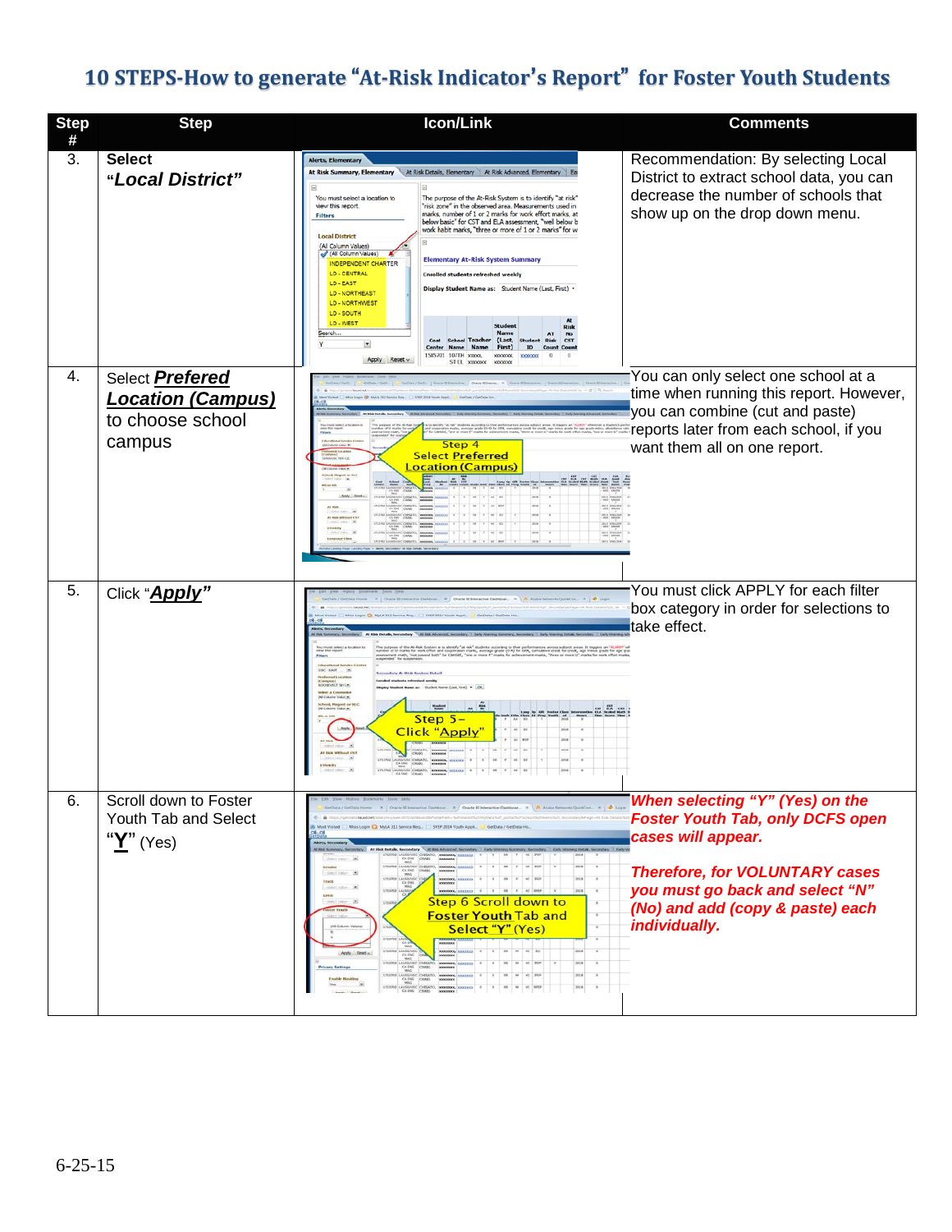# 10 STEPS-How to generate "At-Risk Indicator's Report" for Foster Youth Students

| Step # | Step | Icon/Link | Comments |
|---|---|---|---|
| 3. | **Select "*Local District*"** | | Recommendation: By selecting Local District to extract school data, you can decrease the number of schools that show up on the drop down menu. |
| 4. | Select ***Prefered Location (Campus)*** to choose school campus | | You can only select one school at a time when running this report. However, you can combine (cut and paste) reports later from each school, if you want them all on one report. |
| 5. | Click "***Apply***" | | You must click APPLY for each filter box category in order for selections to take effect. |
| 6. | Scroll down to Foster Youth Tab and Select "**Y**" (Yes) | | ***When selecting "Y" (Yes) on the Foster Youth Tab, only DCFS open cases will appear.*** ***Therefore, for VOLUNTARY cases you must go back and select "N" (No) and add (copy & paste) each individually.*** |

6-25-15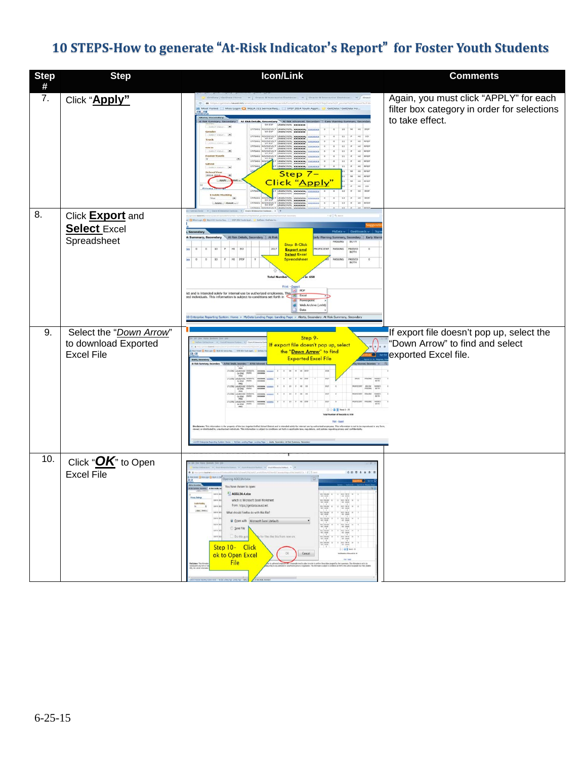# 10 STEPS-How to generate "At-Risk Indicator's Report" for Foster Youth Students

| Step # | Step | Icon/Link | Comments |
|---|---|---|---|
| 7. | Click "**Apply"** | | Again, you must click "APPLY" for each filter box category in order for selections to take effect. |
| 8. | Click **Export** and **Select** Excel Spreadsheet | | |
| 9. | Select the "*Down Arrow*" to download Exported Excel File | | If export file doesn't pop up, select the "Down Arrow" to find and select exported Excel file. |
| 10. | Click "***OK***" to Open Excel File | | |

6-25-15